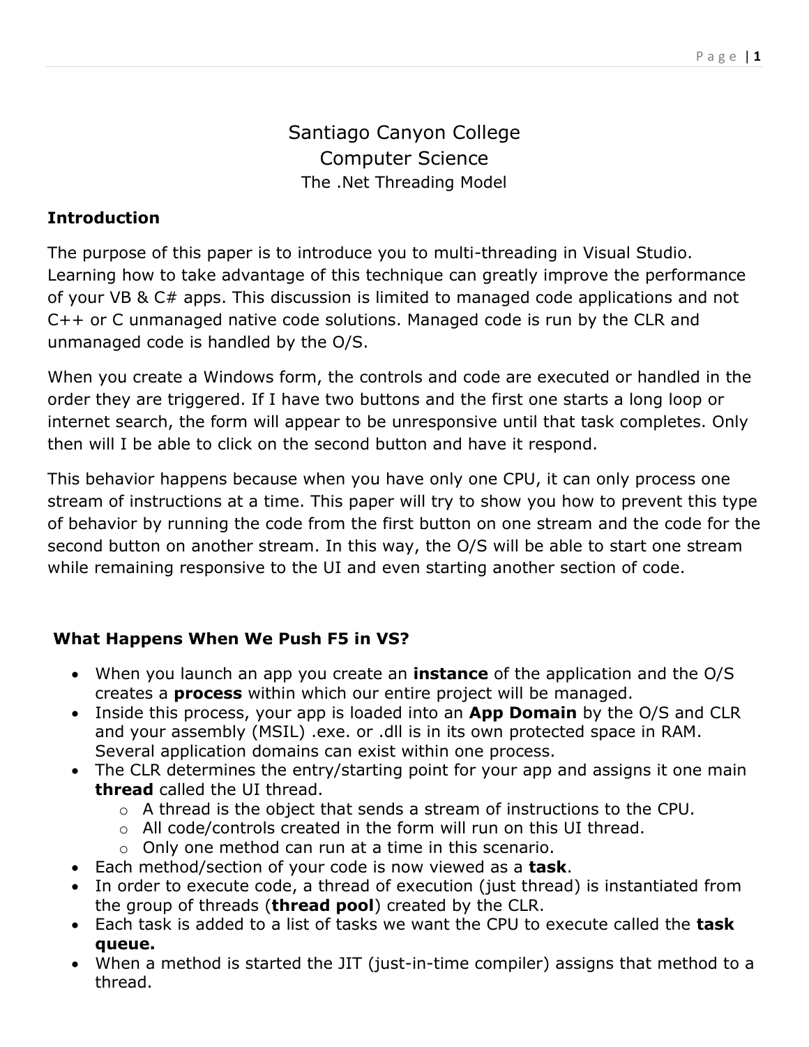# Santiago Canyon College
## Computer Science
### The .Net Threading Model

**Introduction**

The purpose of this paper is to introduce you to multi-threading in Visual Studio. Learning how to take advantage of this technique can greatly improve the performance of your VB & C# apps. This discussion is limited to managed code applications and not C++ or C unmanaged native code solutions. Managed code is run by the CLR and unmanaged code is handled by the O/S.

When you create a Windows form, the controls and code are executed or handled in the order they are triggered. If I have two buttons and the first one starts a long loop or internet search, the form will appear to be unresponsive until that task completes. Only then will I be able to click on the second button and have it respond.

This behavior happens because when you have only one CPU, it can only process one stream of instructions at a time. This paper will try to show you how to prevent this type of behavior by running the code from the first button on one stream and the code for the second button on another stream. In this way, the O/S will be able to start one stream while remaining responsive to the UI and even starting another section of code.

**What Happens When We Push F5 in VS?**

- When you launch an app you create an **instance** of the application and the O/S creates a **process** within which our entire project will be managed.
- Inside this process, your app is loaded into an **App Domain** by the O/S and CLR and your assembly (MSIL) .exe. or .dll is in its own protected space in RAM. Several application domains can exist within one process.
- The CLR determines the entry/starting point for your app and assigns it one main **thread** called the UI thread.
  - A thread is the object that sends a stream of instructions to the CPU.
  - All code/controls created in the form will run on this UI thread.
  - Only one method can run at a time in this scenario.
- Each method/section of your code is now viewed as a **task**.
- In order to execute code, a thread of execution (just thread) is instantiated from the group of threads (**thread pool**) created by the CLR.
- Each task is added to a list of tasks we want the CPU to execute called the **task queue.**
- When a method is started the JIT (just-in-time compiler) assigns that method to a thread.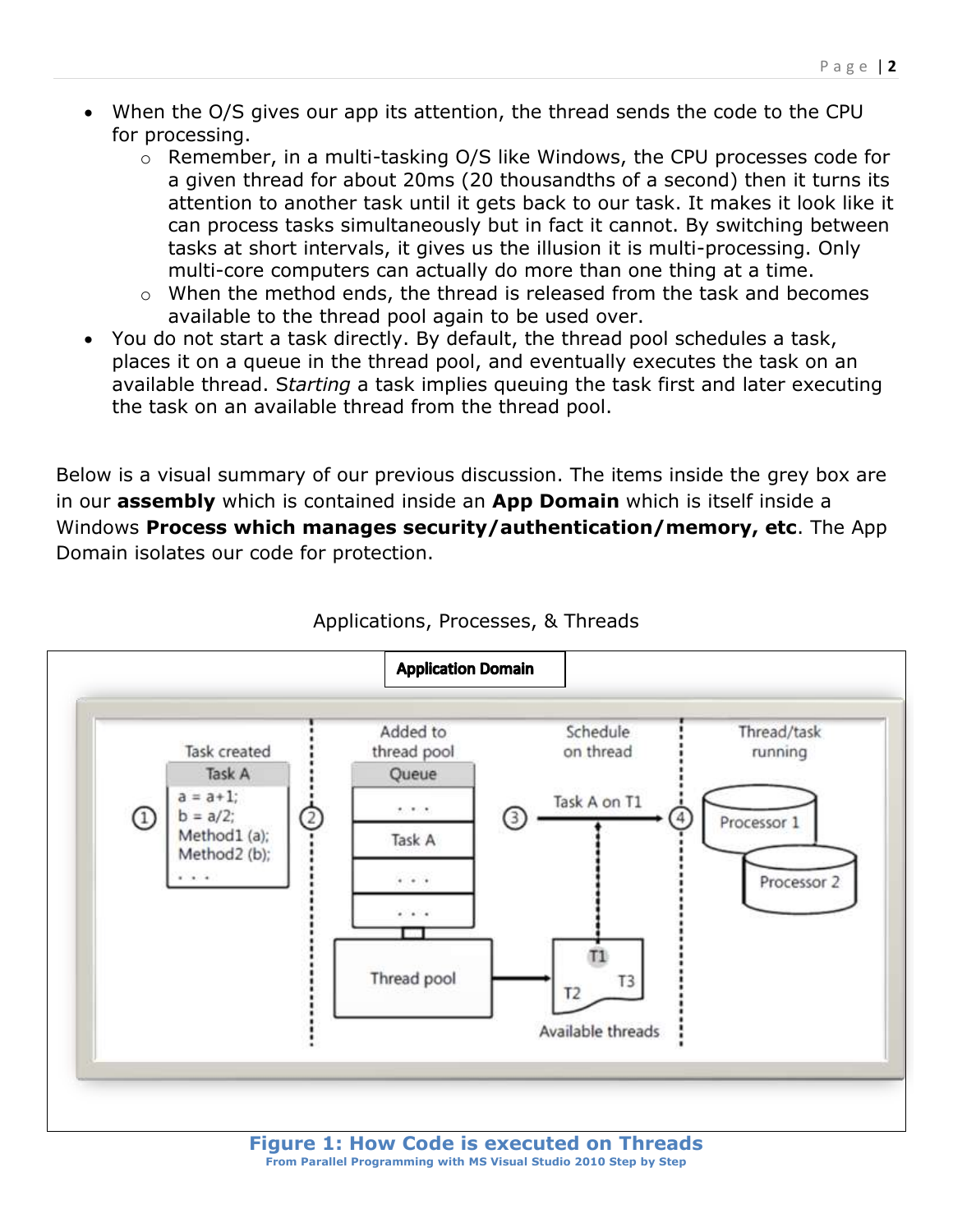- When the O/S gives our app its attention, the thread sends the code to the CPU for processing.
    - Remember, in a multi-tasking O/S like Windows, the CPU processes code for a given thread for about 20ms (20 thousandths of a second) then it turns its attention to another task until it gets back to our task. It makes it look like it can process tasks simultaneously but in fact it cannot. By switching between tasks at short intervals, it gives us the illusion it is multi-processing. Only multi-core computers can actually do more than one thing at a time.
    - When the method ends, the thread is released from the task and becomes available to the thread pool again to be used over.
- You do not start a task directly. By default, the thread pool schedules a task, places it on a queue in the thread pool, and eventually executes the task on an available thread. S*tarting* a task implies queuing the task first and later executing the task on an available thread from the thread pool.

Below is a visual summary of our previous discussion. The items inside the grey box are in our **assembly** which is contained inside an **App Domain** which is itself inside a Windows **Process which manages security/authentication/memory, etc**. The App Domain isolates our code for protection.

Applications, Processes, & Threads

**Figure 1: How Code is executed on Threads**
**From Parallel Programming with MS Visual Studio 2010 Step by Step**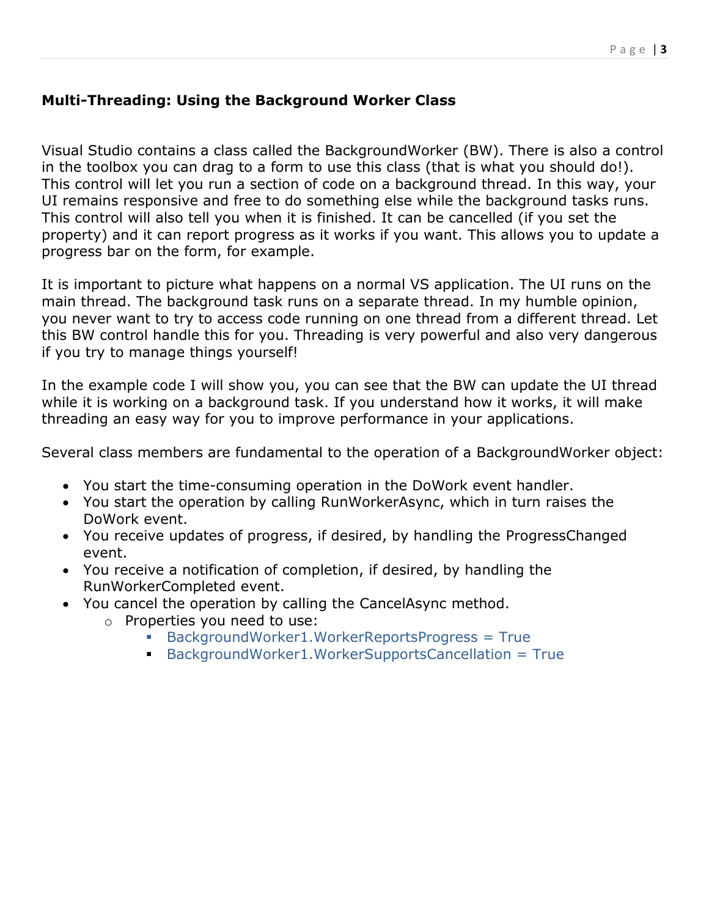**Multi-Threading: Using the Background Worker Class**

Visual Studio contains a class called the BackgroundWorker (BW). There is also a control in the toolbox you can drag to a form to use this class (that is what you should do!). This control will let you run a section of code on a background thread. In this way, your UI remains responsive and free to do something else while the background tasks runs. This control will also tell you when it is finished. It can be cancelled (if you set the property) and it can report progress as it works if you want. This allows you to update a progress bar on the form, for example.

It is important to picture what happens on a normal VS application. The UI runs on the main thread. The background task runs on a separate thread. In my humble opinion, you never want to try to access code running on one thread from a different thread. Let this BW control handle this for you. Threading is very powerful and also very dangerous if you try to manage things yourself!

In the example code I will show you, you can see that the BW can update the UI thread while it is working on a background task. If you understand how it works, it will make threading an easy way for you to improve performance in your applications.

Several class members are fundamental to the operation of a BackgroundWorker object:

- You start the time-consuming operation in the DoWork event handler.
- You start the operation by calling RunWorkerAsync, which in turn raises the DoWork event.
- You receive updates of progress, if desired, by handling the ProgressChanged event.
- You receive a notification of completion, if desired, by handling the RunWorkerCompleted event.
- You cancel the operation by calling the CancelAsync method.
    - Properties you need to use:
        - BackgroundWorker1.WorkerReportsProgress = True
        - BackgroundWorker1.WorkerSupportsCancellation = True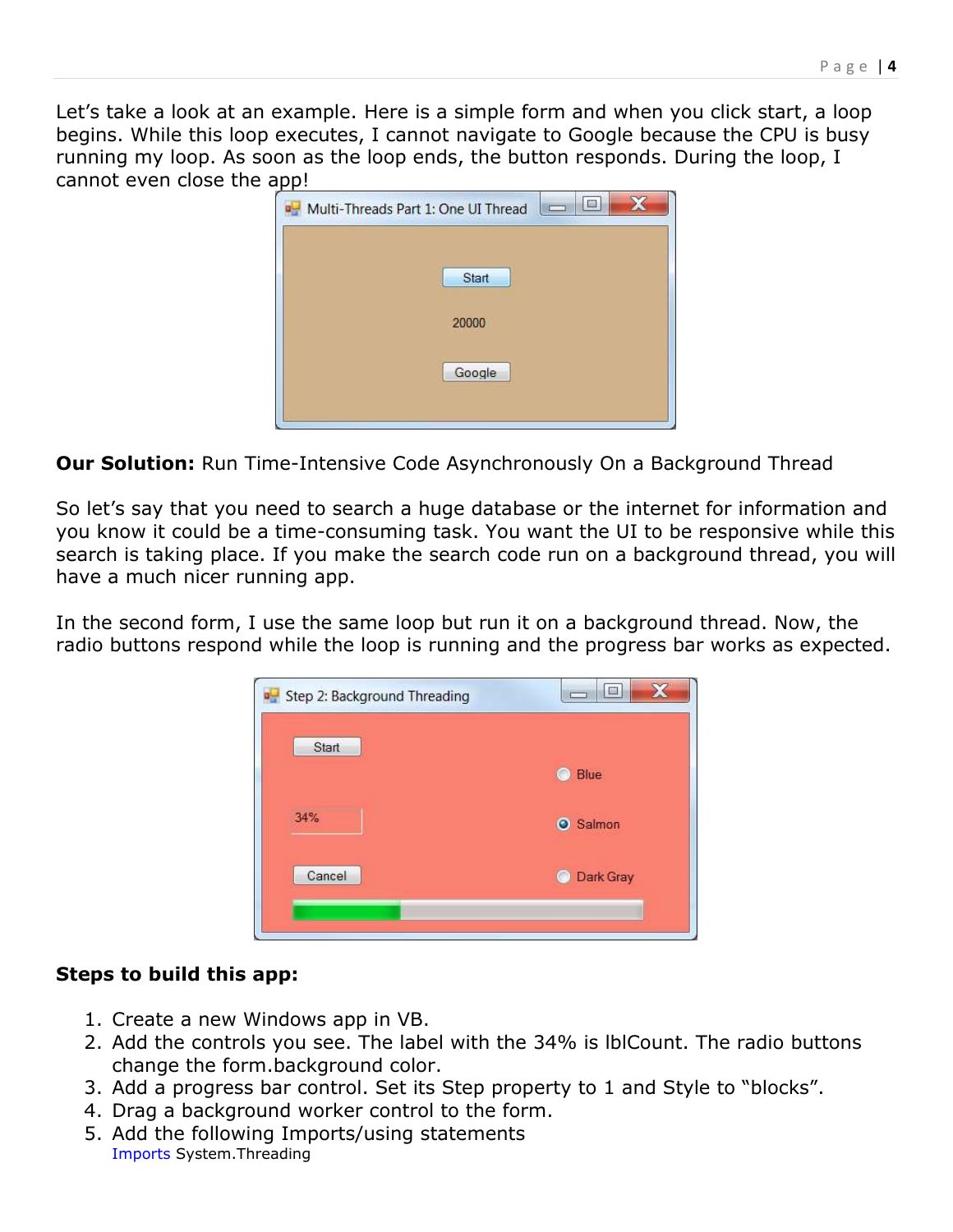Let's take a look at an example. Here is a simple form and when you click start, a loop begins. While this loop executes, I cannot navigate to Google because the CPU is busy running my loop. As soon as the loop ends, the button responds. During the loop, I cannot even close the app!

**Our Solution:** Run Time-Intensive Code Asynchronously On a Background Thread

So let's say that you need to search a huge database or the internet for information and you know it could be a time-consuming task. You want the UI to be responsive while this search is taking place. If you make the search code run on a background thread, you will have a much nicer running app.

In the second form, I use the same loop but run it on a background thread. Now, the radio buttons respond while the loop is running and the progress bar works as expected.

**Steps to build this app:**

1. Create a new Windows app in VB.
2. Add the controls you see. The label with the 34% is lblCount. The radio buttons change the form.background color.
3. Add a progress bar control. Set its Step property to 1 and Style to "blocks".
4. Drag a background worker control to the form.
5. Add the following Imports/using statements

```
Imports System.Threading
```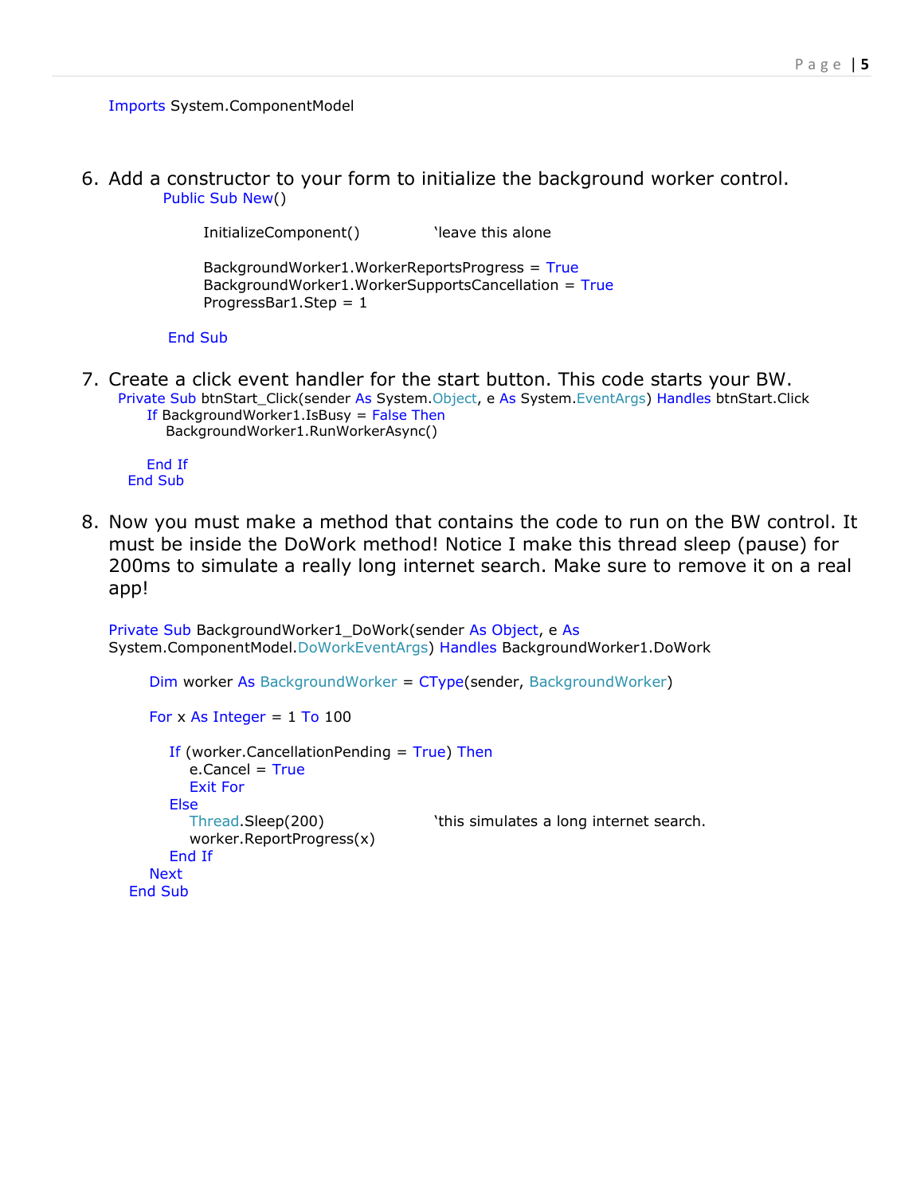```
Imports System.ComponentModel
```

6. Add a constructor to your form to initialize the background worker control.

```
Public Sub New()

    InitializeComponent()          'leave this alone

    BackgroundWorker1.WorkerReportsProgress = True
    BackgroundWorker1.WorkerSupportsCancellation = True
    ProgressBar1.Step = 1

End Sub
```

7. Create a click event handler for the start button. This code starts your BW.

```
Private Sub btnStart_Click(sender As System.Object, e As System.EventArgs) Handles btnStart.Click
    If BackgroundWorker1.IsBusy = False Then
        BackgroundWorker1.RunWorkerAsync()

    End If
End Sub
```

8. Now you must make a method that contains the code to run on the BW control. It must be inside the DoWork method! Notice I make this thread sleep (pause) for 200ms to simulate a really long internet search. Make sure to remove it on a real app!

```
Private Sub BackgroundWorker1_DoWork(sender As Object, e As
System.ComponentModel.DoWorkEventArgs) Handles BackgroundWorker1.DoWork

    Dim worker As BackgroundWorker = CType(sender, BackgroundWorker)

    For x As Integer = 1 To 100

        If (worker.CancellationPending = True) Then
            e.Cancel = True
            Exit For
        Else
            Thread.Sleep(200)          'this simulates a long internet search.
            worker.ReportProgress(x)
        End If
    Next
End Sub
```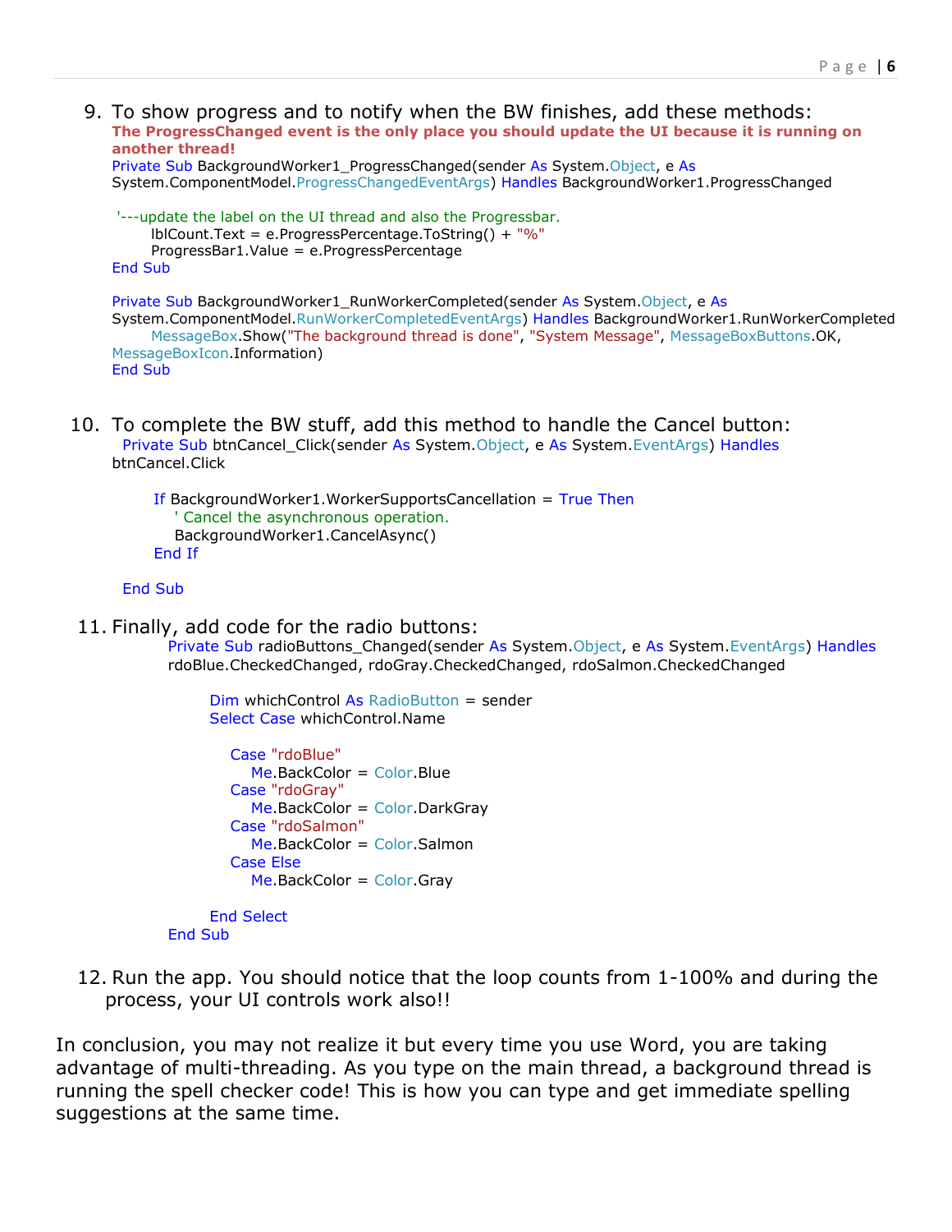9. To show progress and to notify when the BW finishes, add these methods:
   **The ProgressChanged event is the only place you should update the UI because it is running on another thread!**

```
Private Sub BackgroundWorker1_ProgressChanged(sender As System.Object, e As
System.ComponentModel.ProgressChangedEventArgs) Handles BackgroundWorker1.ProgressChanged

 '---update the label on the UI thread and also the Progressbar.
      lblCount.Text = e.ProgressPercentage.ToString() + "%"
      ProgressBar1.Value = e.ProgressPercentage
End Sub

Private Sub BackgroundWorker1_RunWorkerCompleted(sender As System.Object, e As
System.ComponentModel.RunWorkerCompletedEventArgs) Handles BackgroundWorker1.RunWorkerCompleted
      MessageBox.Show("The background thread is done", "System Message", MessageBoxButtons.OK,
MessageBoxIcon.Information)
End Sub
```

10. To complete the BW stuff, add this method to handle the Cancel button:

```
  Private Sub btnCancel_Click(sender As System.Object, e As System.EventArgs) Handles
btnCancel.Click

        If BackgroundWorker1.WorkerSupportsCancellation = True Then
            ' Cancel the asynchronous operation.
            BackgroundWorker1.CancelAsync()
        End If

  End Sub
```

11. Finally, add code for the radio buttons:

```
Private Sub radioButtons_Changed(sender As System.Object, e As System.EventArgs) Handles
rdoBlue.CheckedChanged, rdoGray.CheckedChanged, rdoSalmon.CheckedChanged

    Dim whichControl As RadioButton = sender
    Select Case whichControl.Name

        Case "rdoBlue"
            Me.BackColor = Color.Blue
        Case "rdoGray"
            Me.BackColor = Color.DarkGray
        Case "rdoSalmon"
            Me.BackColor = Color.Salmon
        Case Else
            Me.BackColor = Color.Gray

    End Select
End Sub
```

12. Run the app. You should notice that the loop counts from 1-100% and during the process, your UI controls work also!!

In conclusion, you may not realize it but every time you use Word, you are taking advantage of multi-threading. As you type on the main thread, a background thread is running the spell checker code! This is how you can type and get immediate spelling suggestions at the same time.